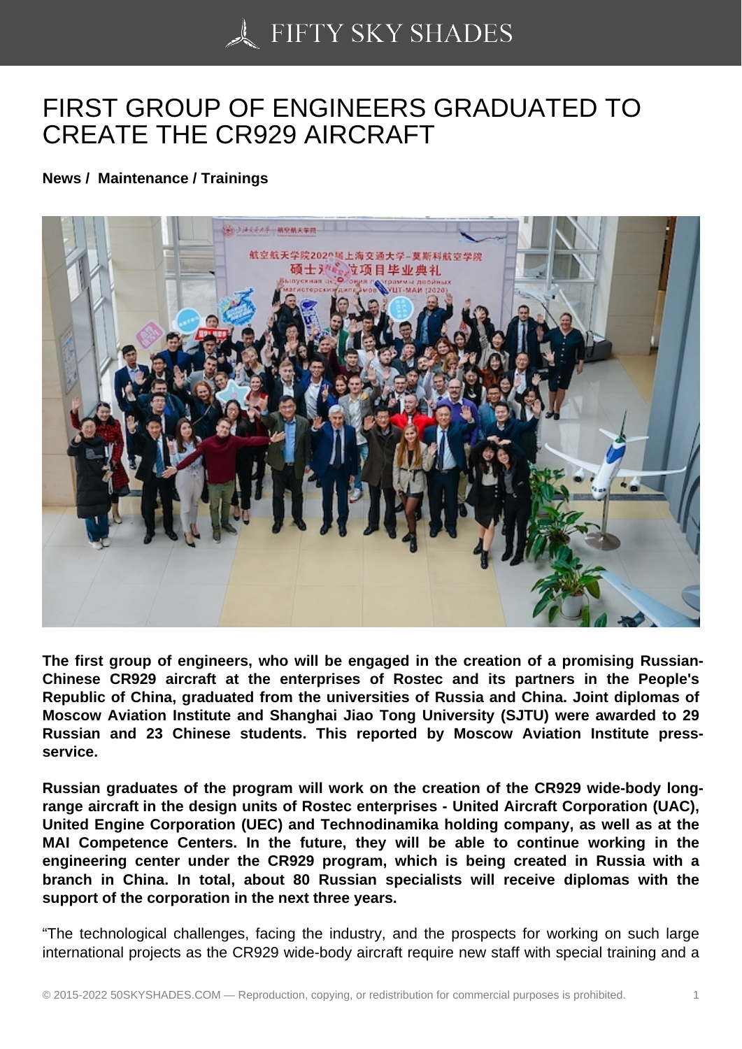# FIRST GROUP OF ENGINEERS GRADUATED TO CREATE THE CR929 AIRCRAFT

**News / Maintenance / Trainings**

**The first group of engineers, who will be engaged in the creation of a promising Russian-Chinese CR929 aircraft at the enterprises of Rostec and its partners in the People's Republic of China, graduated from the universities of Russia and China. Joint diplomas of Moscow Aviation Institute and Shanghai Jiao Tong University (SJTU) were awarded to 29 Russian and 23 Chinese students. This reported by Moscow Aviation Institute press-service.**

**Russian graduates of the program will work on the creation of the CR929 wide-body long-range aircraft in the design units of Rostec enterprises - United Aircraft Corporation (UAC), United Engine Corporation (UEC) and Technodinamika holding company, as well as at the MAI Competence Centers. In the future, they will be able to continue working in the engineering center under the CR929 program, which is being created in Russia with a branch in China. In total, about 80 Russian specialists will receive diplomas with the support of the corporation in the next three years.**

"The technological challenges, facing the industry, and the prospects for working on such large international projects as the CR929 wide-body aircraft require new staff with special training and a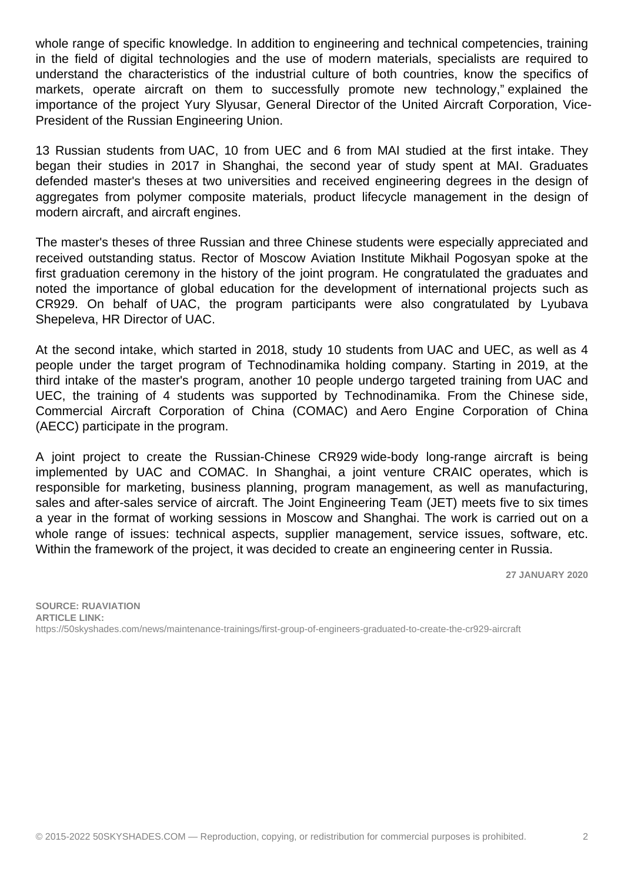whole range of specific knowledge. In addition to engineering and technical competencies, training in the field of digital technologies and the use of modern materials, specialists are required to understand the characteristics of the industrial culture of both countries, know the specifics of markets, operate aircraft on them to successfully promote new technology," explained the importance of the project Yury Slyusar, General Director of the United Aircraft Corporation, Vice-President of the Russian Engineering Union.

13 Russian students from UAC, 10 from UEC and 6 from MAI studied at the first intake. They began their studies in 2017 in Shanghai, the second year of study spent at MAI. Graduates defended master's theses at two universities and received engineering degrees in the design of aggregates from polymer composite materials, product lifecycle management in the design of modern aircraft, and aircraft engines.

The master's theses of three Russian and three Chinese students were especially appreciated and received outstanding status. Rector of Moscow Aviation Institute Mikhail Pogosyan spoke at the first graduation ceremony in the history of the joint program. He congratulated the graduates and noted the importance of global education for the development of international projects such as CR929. On behalf of UAC, the program participants were also congratulated by Lyubava Shepeleva, HR Director of UAC.

At the second intake, which started in 2018, study 10 students from UAC and UEC, as well as 4 people under the target program of Technodinamika holding company. Starting in 2019, at the third intake of the master's program, another 10 people undergo targeted training from UAC and UEC, the training of 4 students was supported by Technodinamika. From the Chinese side, Commercial Aircraft Corporation of China (COMAC) and Aero Engine Corporation of China (AECC) participate in the program.

A joint project to create the Russian-Chinese CR929 wide-body long-range aircraft is being implemented by UAC and COMAC. In Shanghai, a joint venture CRAIC operates, which is responsible for marketing, business planning, program management, as well as manufacturing, sales and after-sales service of aircraft. The Joint Engineering Team (JET) meets five to six times a year in the format of working sessions in Moscow and Shanghai. The work is carried out on a whole range of issues: technical aspects, supplier management, service issues, software, etc. Within the framework of the project, it was decided to create an engineering center in Russia.

**27 JANUARY 2020**

**SOURCE: RUAVIATION**
**ARTICLE LINK:**
https://50skyshades.com/news/maintenance-trainings/first-group-of-engineers-graduated-to-create-the-cr929-aircraft